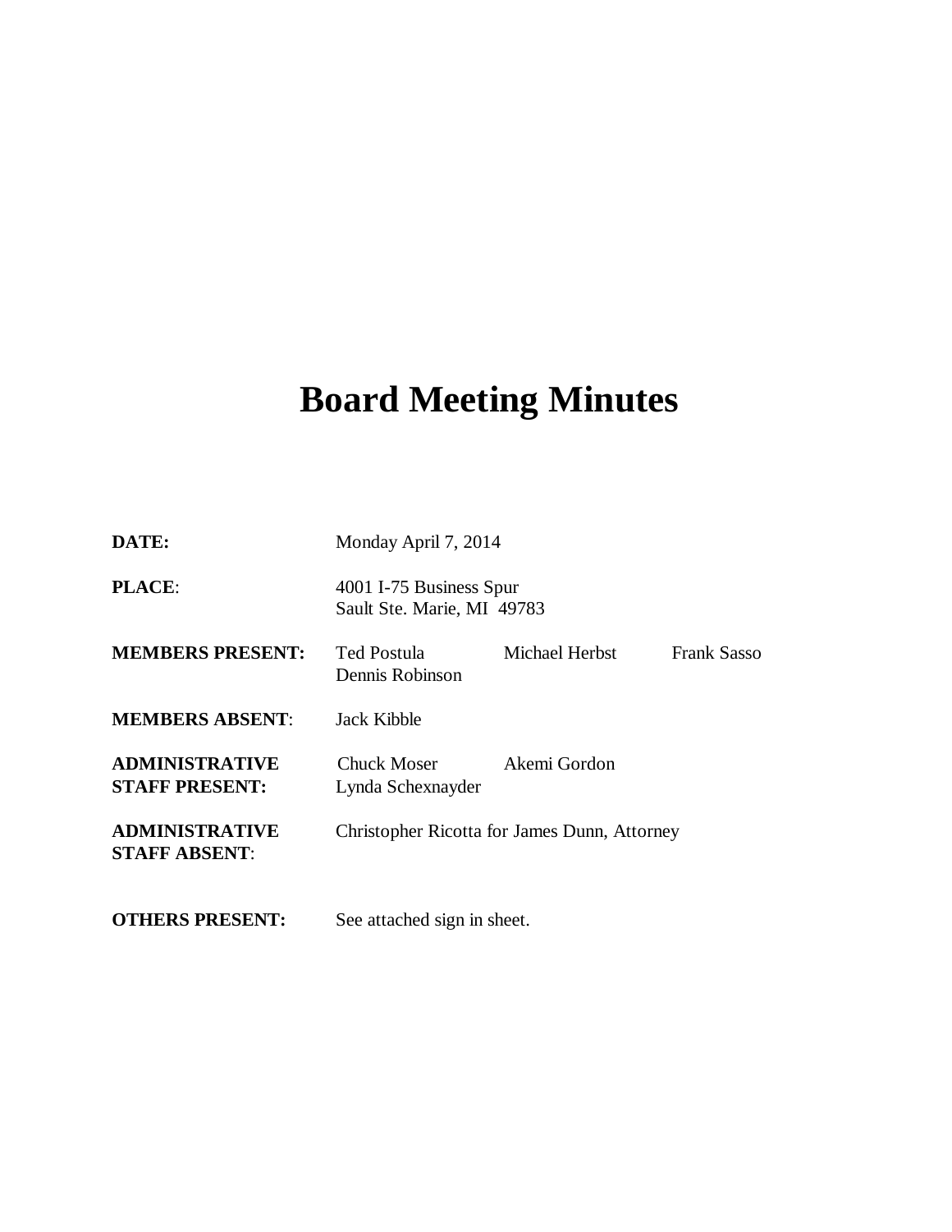# Board Meeting Minutes

| | |
|---|---|
| **DATE:** | Monday April 7, 2014 |
| **PLACE**: | 4001 I-75 Business Spur<br>Sault Ste. Marie, MI 49783 |
| **MEMBERS PRESENT:** | Ted Postula, Michael Herbst, Frank Sasso, Dennis Robinson |
| **MEMBERS ABSENT**: | Jack Kibble |
| **ADMINISTRATIVE STAFF PRESENT:** | Chuck Moser, Akemi Gordon, Lynda Schexnayder |
| **ADMINISTRATIVE STAFF ABSENT**: | Christopher Ricotta for James Dunn, Attorney |
| **OTHERS PRESENT:** | See attached sign in sheet. |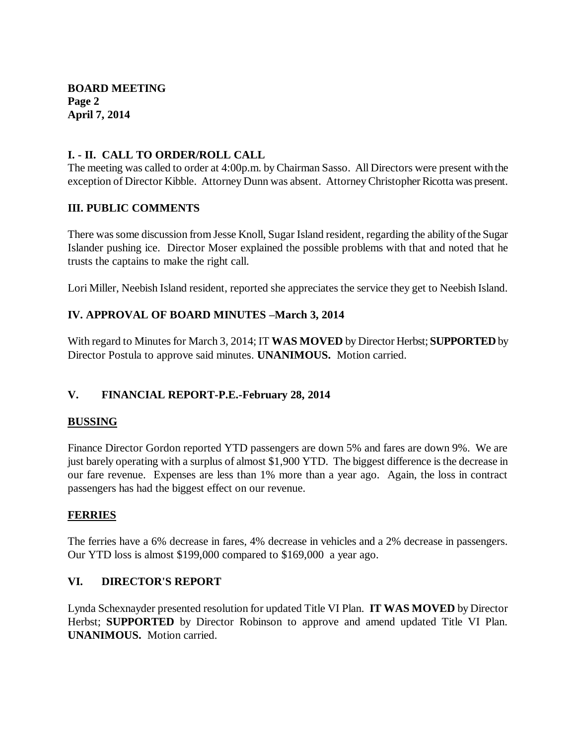## I. - II. CALL TO ORDER/ROLL CALL

The meeting was called to order at 4:00p.m. by Chairman Sasso. All Directors were present with the exception of Director Kibble. Attorney Dunn was absent. Attorney Christopher Ricotta was present.

## III. PUBLIC COMMENTS

There was some discussion from Jesse Knoll, Sugar Island resident, regarding the ability of the Sugar Islander pushing ice. Director Moser explained the possible problems with that and noted that he trusts the captains to make the right call.

Lori Miller, Neebish Island resident, reported she appreciates the service they get to Neebish Island.

## IV. APPROVAL OF BOARD MINUTES –March 3, 2014

With regard to Minutes for March 3, 2014; IT **WAS MOVED** by Director Herbst; **SUPPORTED** by Director Postula to approve said minutes. **UNANIMOUS.** Motion carried.

## V. FINANCIAL REPORT-P.E.-February 28, 2014

### BUSSING

Finance Director Gordon reported YTD passengers are down 5% and fares are down 9%. We are just barely operating with a surplus of almost $1,900 YTD. The biggest difference is the decrease in our fare revenue. Expenses are less than 1% more than a year ago. Again, the loss in contract passengers has had the biggest effect on our revenue.

### FERRIES

The ferries have a 6% decrease in fares, 4% decrease in vehicles and a 2% decrease in passengers. Our YTD loss is almost $199,000 compared to $169,000 a year ago.

## VI. DIRECTOR'S REPORT

Lynda Schexnayder presented resolution for updated Title VI Plan. **IT WAS MOVED** by Director Herbst; **SUPPORTED** by Director Robinson to approve and amend updated Title VI Plan. **UNANIMOUS.** Motion carried.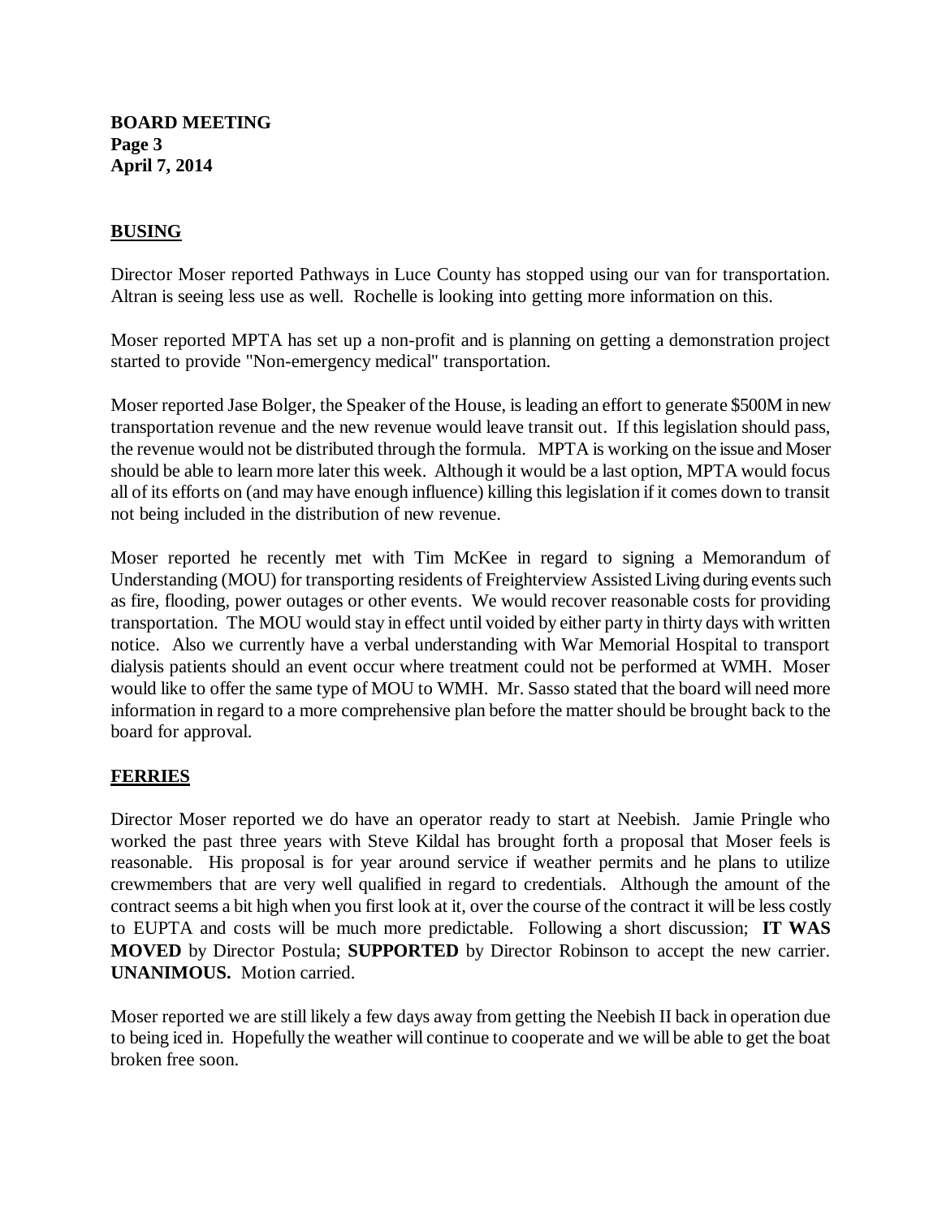## BUSING

Director Moser reported Pathways in Luce County has stopped using our van for transportation. Altran is seeing less use as well. Rochelle is looking into getting more information on this.

Moser reported MPTA has set up a non-profit and is planning on getting a demonstration project started to provide "Non-emergency medical" transportation.

Moser reported Jase Bolger, the Speaker of the House, is leading an effort to generate $500M in new transportation revenue and the new revenue would leave transit out. If this legislation should pass, the revenue would not be distributed through the formula. MPTA is working on the issue and Moser should be able to learn more later this week. Although it would be a last option, MPTA would focus all of its efforts on (and may have enough influence) killing this legislation if it comes down to transit not being included in the distribution of new revenue.

Moser reported he recently met with Tim McKee in regard to signing a Memorandum of Understanding (MOU) for transporting residents of Freighterview Assisted Living during events such as fire, flooding, power outages or other events. We would recover reasonable costs for providing transportation. The MOU would stay in effect until voided by either party in thirty days with written notice. Also we currently have a verbal understanding with War Memorial Hospital to transport dialysis patients should an event occur where treatment could not be performed at WMH. Moser would like to offer the same type of MOU to WMH. Mr. Sasso stated that the board will need more information in regard to a more comprehensive plan before the matter should be brought back to the board for approval.

## FERRIES

Director Moser reported we do have an operator ready to start at Neebish. Jamie Pringle who worked the past three years with Steve Kildal has brought forth a proposal that Moser feels is reasonable. His proposal is for year around service if weather permits and he plans to utilize crewmembers that are very well qualified in regard to credentials. Although the amount of the contract seems a bit high when you first look at it, over the course of the contract it will be less costly to EUPTA and costs will be much more predictable. Following a short discussion; **IT WAS MOVED** by Director Postula; **SUPPORTED** by Director Robinson to accept the new carrier. **UNANIMOUS.** Motion carried.

Moser reported we are still likely a few days away from getting the Neebish II back in operation due to being iced in. Hopefully the weather will continue to cooperate and we will be able to get the boat broken free soon.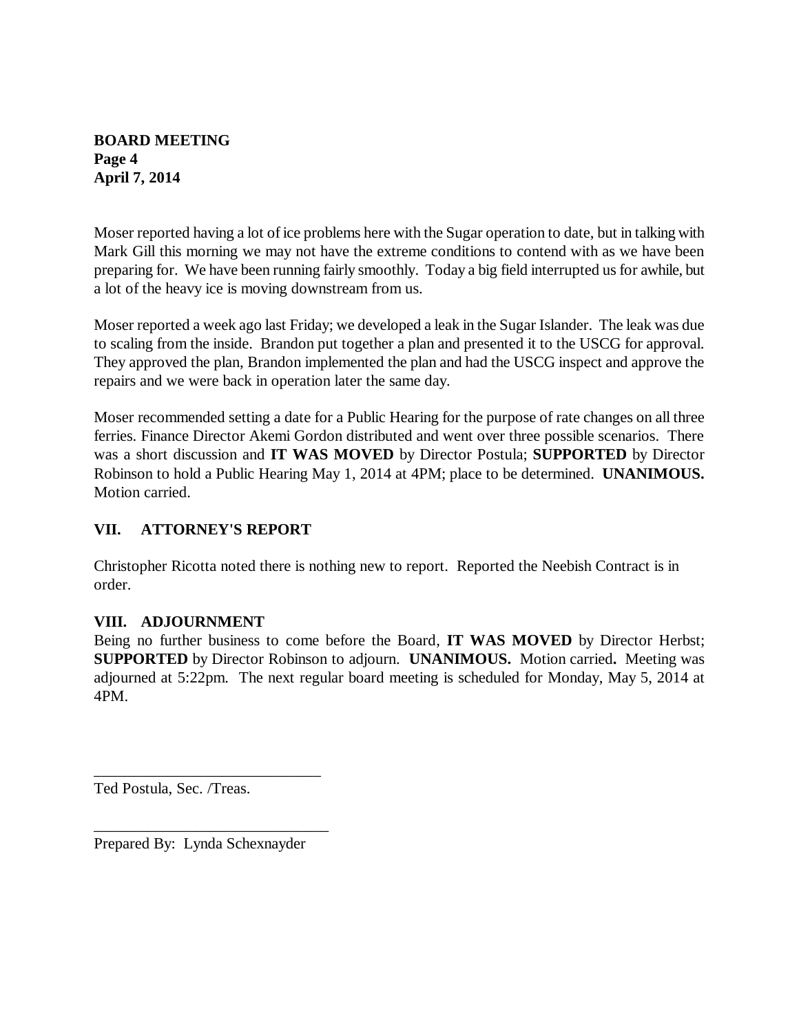Moser reported having a lot of ice problems here with the Sugar operation to date, but in talking with Mark Gill this morning we may not have the extreme conditions to contend with as we have been preparing for. We have been running fairly smoothly. Today a big field interrupted us for awhile, but a lot of the heavy ice is moving downstream from us.

Moser reported a week ago last Friday; we developed a leak in the Sugar Islander. The leak was due to scaling from the inside. Brandon put together a plan and presented it to the USCG for approval. They approved the plan, Brandon implemented the plan and had the USCG inspect and approve the repairs and we were back in operation later the same day.

Moser recommended setting a date for a Public Hearing for the purpose of rate changes on all three ferries. Finance Director Akemi Gordon distributed and went over three possible scenarios. There was a short discussion and **IT WAS MOVED** by Director Postula; **SUPPORTED** by Director Robinson to hold a Public Hearing May 1, 2014 at 4PM; place to be determined. **UNANIMOUS.** Motion carried.

## VII. ATTORNEY'S REPORT

Christopher Ricotta noted there is nothing new to report. Reported the Neebish Contract is in order.

## VIII. ADJOURNMENT

Being no further business to come before the Board, **IT WAS MOVED** by Director Herbst; **SUPPORTED** by Director Robinson to adjourn. **UNANIMOUS.** Motion carried**.** Meeting was adjourned at 5:22pm. The next regular board meeting is scheduled for Monday, May 5, 2014 at 4PM.

______________________________
Ted Postula, Sec. /Treas.

______________________________
Prepared By: Lynda Schexnayder